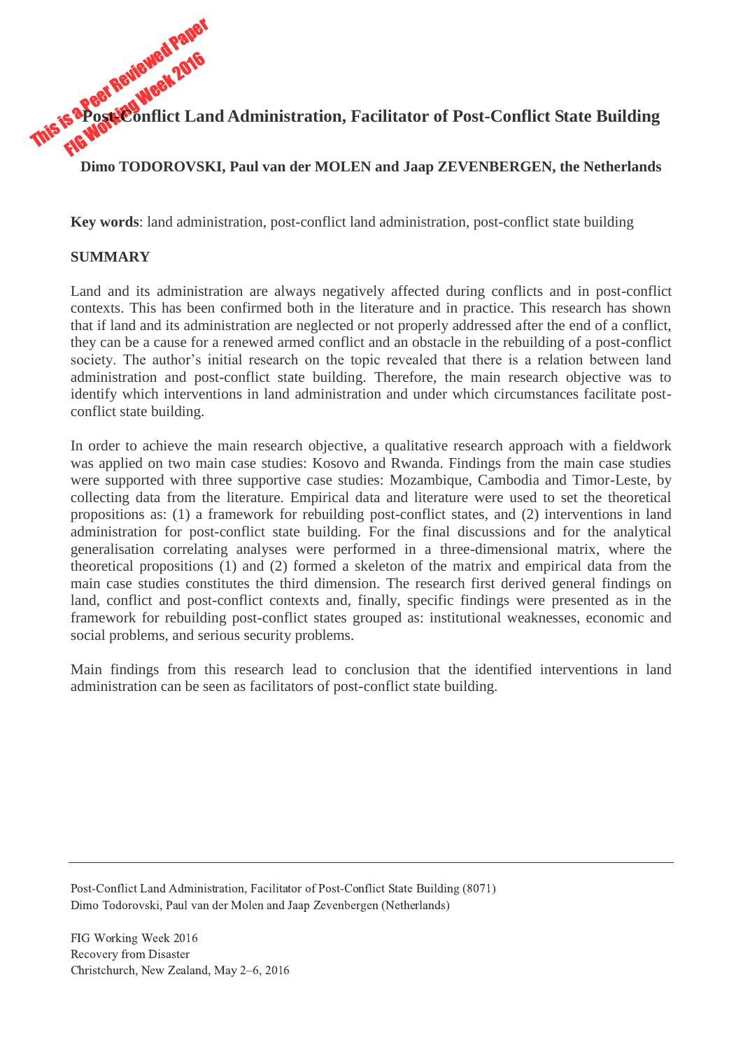# Post-Conflict Land Administration, Facilitator of Post-Conflict State Building

**Dimo TODOROVSKI, Paul van der MOLEN and Jaap ZEVENBERGEN, the Netherlands**

**Key words**: land administration, post-conflict land administration, post-conflict state building

## SUMMARY

Land and its administration are always negatively affected during conflicts and in post-conflict contexts. This has been confirmed both in the literature and in practice. This research has shown that if land and its administration are neglected or not properly addressed after the end of a conflict, they can be a cause for a renewed armed conflict and an obstacle in the rebuilding of a post-conflict society. The author's initial research on the topic revealed that there is a relation between land administration and post-conflict state building. Therefore, the main research objective was to identify which interventions in land administration and under which circumstances facilitate post-conflict state building.

In order to achieve the main research objective, a qualitative research approach with a fieldwork was applied on two main case studies: Kosovo and Rwanda. Findings from the main case studies were supported with three supportive case studies: Mozambique, Cambodia and Timor-Leste, by collecting data from the literature. Empirical data and literature were used to set the theoretical propositions as: (1) a framework for rebuilding post-conflict states, and (2) interventions in land administration for post-conflict state building. For the final discussions and for the analytical generalisation correlating analyses were performed in a three-dimensional matrix, where the theoretical propositions (1) and (2) formed a skeleton of the matrix and empirical data from the main case studies constitutes the third dimension. The research first derived general findings on land, conflict and post-conflict contexts and, finally, specific findings were presented as in the framework for rebuilding post-conflict states grouped as: institutional weaknesses, economic and social problems, and serious security problems.

Main findings from this research lead to conclusion that the identified interventions in land administration can be seen as facilitators of post-conflict state building.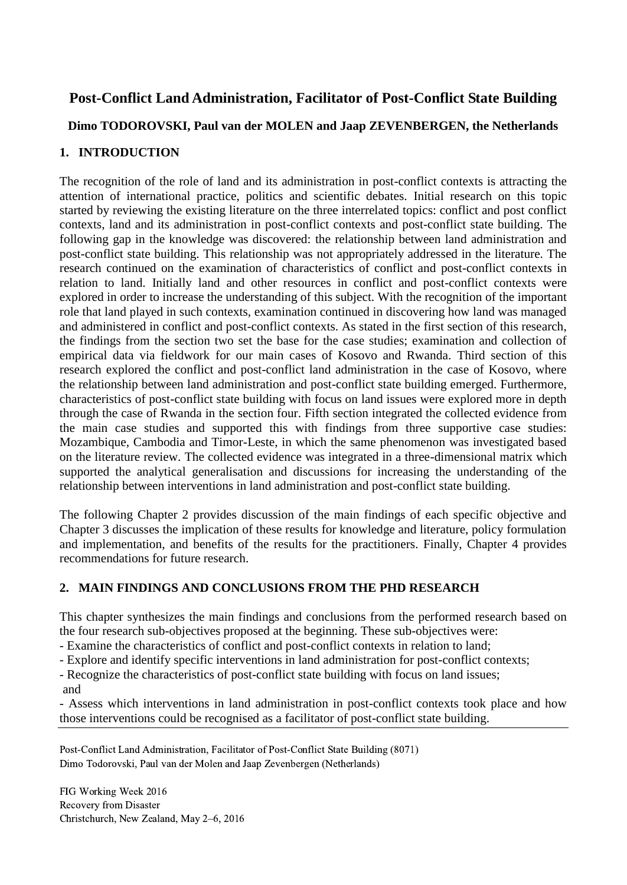# Post-Conflict Land Administration, Facilitator of Post-Conflict State Building

**Dimo TODOROVSKI, Paul van der MOLEN and Jaap ZEVENBERGEN, the Netherlands**

## 1. INTRODUCTION

The recognition of the role of land and its administration in post-conflict contexts is attracting the attention of international practice, politics and scientific debates. Initial research on this topic started by reviewing the existing literature on the three interrelated topics: conflict and post conflict contexts, land and its administration in post-conflict contexts and post-conflict state building. The following gap in the knowledge was discovered: the relationship between land administration and post-conflict state building. This relationship was not appropriately addressed in the literature. The research continued on the examination of characteristics of conflict and post-conflict contexts in relation to land. Initially land and other resources in conflict and post-conflict contexts were explored in order to increase the understanding of this subject. With the recognition of the important role that land played in such contexts, examination continued in discovering how land was managed and administered in conflict and post-conflict contexts. As stated in the first section of this research, the findings from the section two set the base for the case studies; examination and collection of empirical data via fieldwork for our main cases of Kosovo and Rwanda. Third section of this research explored the conflict and post-conflict land administration in the case of Kosovo, where the relationship between land administration and post-conflict state building emerged. Furthermore, characteristics of post-conflict state building with focus on land issues were explored more in depth through the case of Rwanda in the section four. Fifth section integrated the collected evidence from the main case studies and supported this with findings from three supportive case studies: Mozambique, Cambodia and Timor-Leste, in which the same phenomenon was investigated based on the literature review. The collected evidence was integrated in a three-dimensional matrix which supported the analytical generalisation and discussions for increasing the understanding of the relationship between interventions in land administration and post-conflict state building.

The following Chapter 2 provides discussion of the main findings of each specific objective and Chapter 3 discusses the implication of these results for knowledge and literature, policy formulation and implementation, and benefits of the results for the practitioners. Finally, Chapter 4 provides recommendations for future research.

## 2. MAIN FINDINGS AND CONCLUSIONS FROM THE PHD RESEARCH

This chapter synthesizes the main findings and conclusions from the performed research based on the four research sub-objectives proposed at the beginning. These sub-objectives were:

- Examine the characteristics of conflict and post-conflict contexts in relation to land;
- Explore and identify specific interventions in land administration for post-conflict contexts;
- Recognize the characteristics of post-conflict state building with focus on land issues;

and

- Assess which interventions in land administration in post-conflict contexts took place and how those interventions could be recognised as a facilitator of post-conflict state building.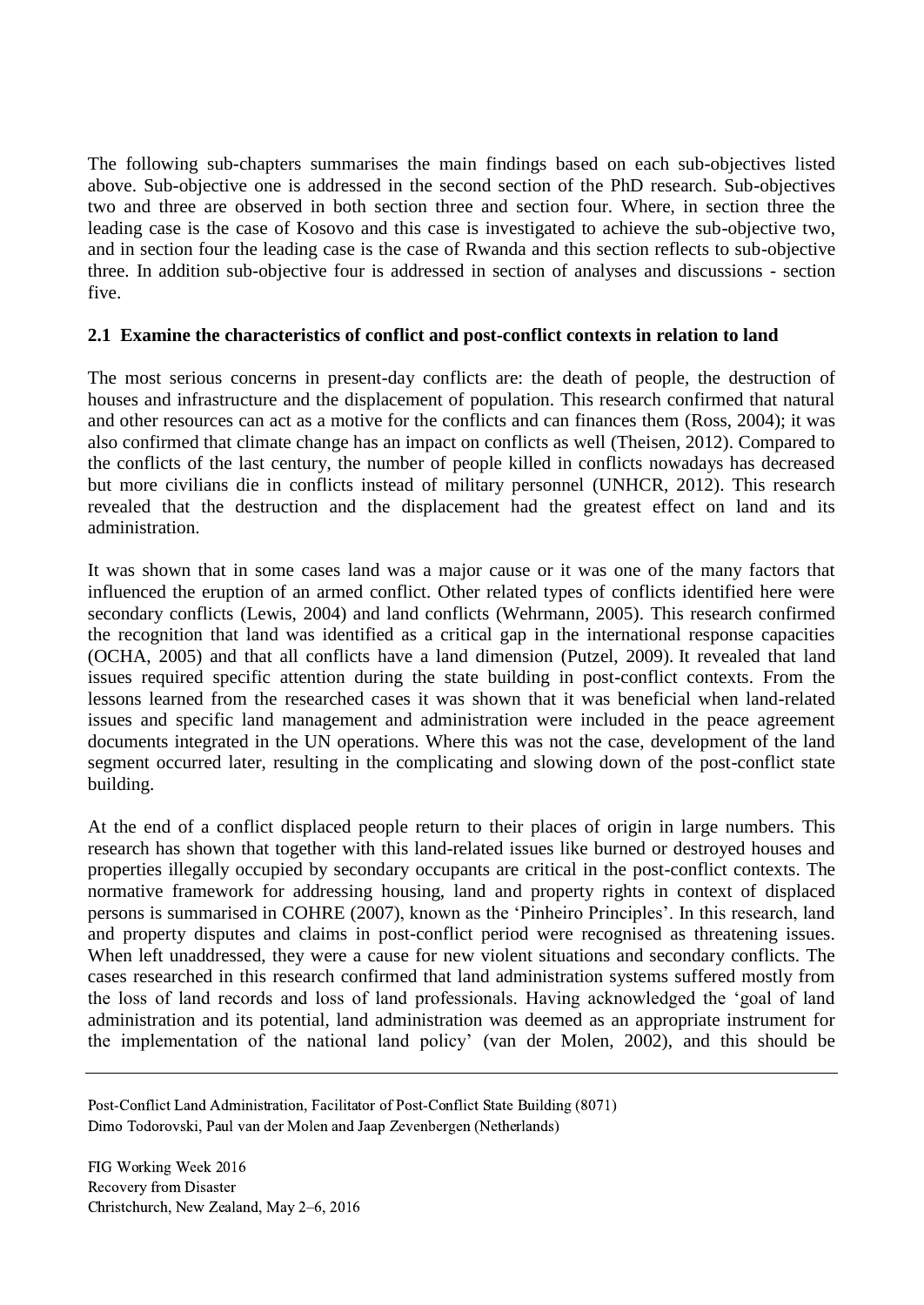The following sub-chapters summarises the main findings based on each sub-objectives listed above. Sub-objective one is addressed in the second section of the PhD research. Sub-objectives two and three are observed in both section three and section four. Where, in section three the leading case is the case of Kosovo and this case is investigated to achieve the sub-objective two, and in section four the leading case is the case of Rwanda and this section reflects to sub-objective three. In addition sub-objective four is addressed in section of analyses and discussions - section five.

### 2.1 Examine the characteristics of conflict and post-conflict contexts in relation to land

The most serious concerns in present-day conflicts are: the death of people, the destruction of houses and infrastructure and the displacement of population. This research confirmed that natural and other resources can act as a motive for the conflicts and can finances them (Ross, 2004); it was also confirmed that climate change has an impact on conflicts as well (Theisen, 2012). Compared to the conflicts of the last century, the number of people killed in conflicts nowadays has decreased but more civilians die in conflicts instead of military personnel (UNHCR, 2012). This research revealed that the destruction and the displacement had the greatest effect on land and its administration.

It was shown that in some cases land was a major cause or it was one of the many factors that influenced the eruption of an armed conflict. Other related types of conflicts identified here were secondary conflicts (Lewis, 2004) and land conflicts (Wehrmann, 2005). This research confirmed the recognition that land was identified as a critical gap in the international response capacities (OCHA, 2005) and that all conflicts have a land dimension (Putzel, 2009). It revealed that land issues required specific attention during the state building in post-conflict contexts. From the lessons learned from the researched cases it was shown that it was beneficial when land-related issues and specific land management and administration were included in the peace agreement documents integrated in the UN operations. Where this was not the case, development of the land segment occurred later, resulting in the complicating and slowing down of the post-conflict state building.

At the end of a conflict displaced people return to their places of origin in large numbers. This research has shown that together with this land-related issues like burned or destroyed houses and properties illegally occupied by secondary occupants are critical in the post-conflict contexts. The normative framework for addressing housing, land and property rights in context of displaced persons is summarised in COHRE (2007), known as the 'Pinheiro Principles'. In this research, land and property disputes and claims in post-conflict period were recognised as threatening issues. When left unaddressed, they were a cause for new violent situations and secondary conflicts. The cases researched in this research confirmed that land administration systems suffered mostly from the loss of land records and loss of land professionals. Having acknowledged the 'goal of land administration and its potential, land administration was deemed as an appropriate instrument for the implementation of the national land policy' (van der Molen, 2002), and this should be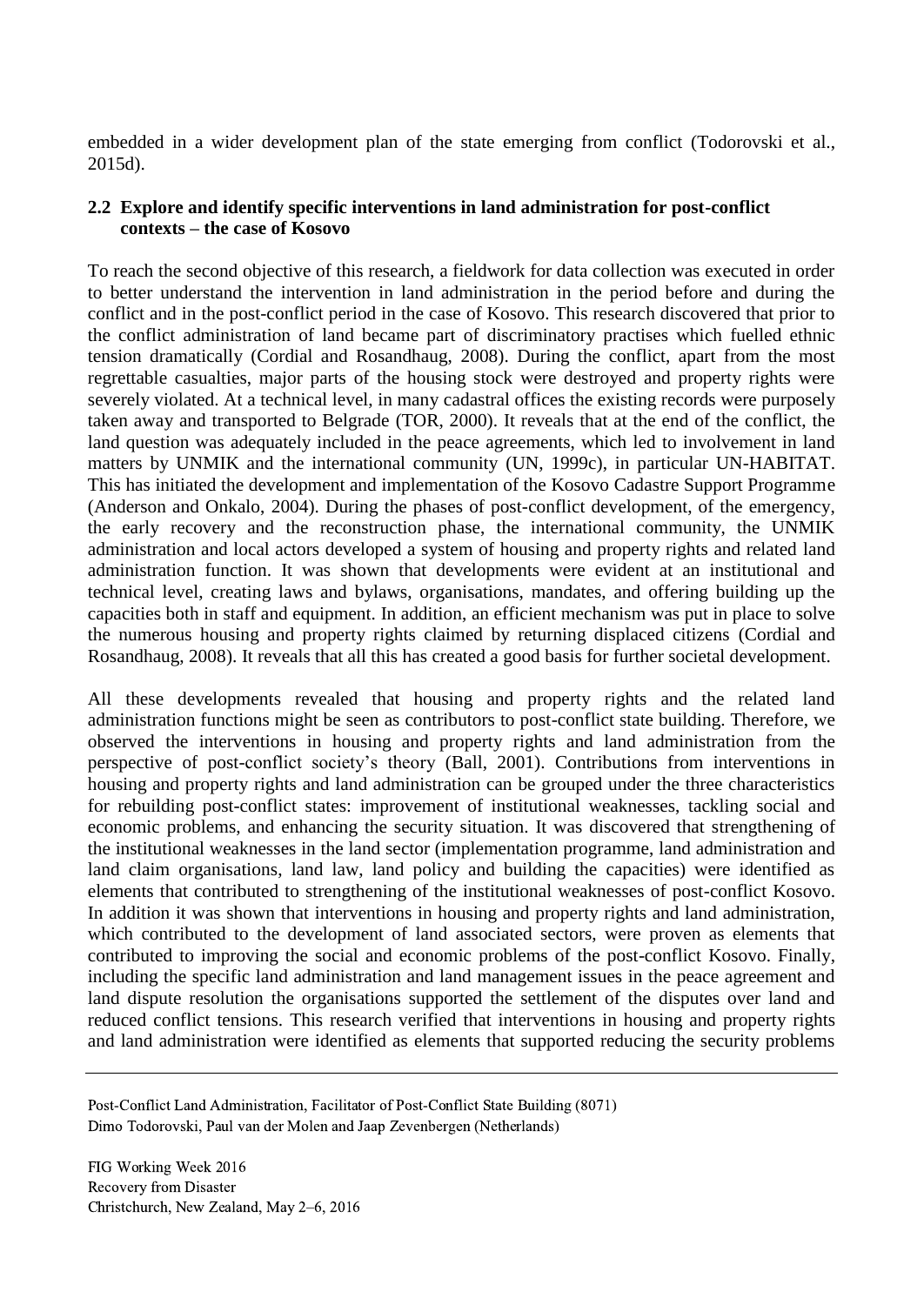embedded in a wider development plan of the state emerging from conflict (Todorovski et al., 2015d).

### 2.2 Explore and identify specific interventions in land administration for post-conflict contexts – the case of Kosovo

To reach the second objective of this research, a fieldwork for data collection was executed in order to better understand the intervention in land administration in the period before and during the conflict and in the post-conflict period in the case of Kosovo. This research discovered that prior to the conflict administration of land became part of discriminatory practises which fuelled ethnic tension dramatically (Cordial and Rosandhaug, 2008). During the conflict, apart from the most regrettable casualties, major parts of the housing stock were destroyed and property rights were severely violated. At a technical level, in many cadastral offices the existing records were purposely taken away and transported to Belgrade (TOR, 2000). It reveals that at the end of the conflict, the land question was adequately included in the peace agreements, which led to involvement in land matters by UNMIK and the international community (UN, 1999c), in particular UN-HABITAT. This has initiated the development and implementation of the Kosovo Cadastre Support Programme (Anderson and Onkalo, 2004). During the phases of post-conflict development, of the emergency, the early recovery and the reconstruction phase, the international community, the UNMIK administration and local actors developed a system of housing and property rights and related land administration function. It was shown that developments were evident at an institutional and technical level, creating laws and bylaws, organisations, mandates, and offering building up the capacities both in staff and equipment. In addition, an efficient mechanism was put in place to solve the numerous housing and property rights claimed by returning displaced citizens (Cordial and Rosandhaug, 2008). It reveals that all this has created a good basis for further societal development.

All these developments revealed that housing and property rights and the related land administration functions might be seen as contributors to post-conflict state building. Therefore, we observed the interventions in housing and property rights and land administration from the perspective of post-conflict society's theory (Ball, 2001). Contributions from interventions in housing and property rights and land administration can be grouped under the three characteristics for rebuilding post-conflict states: improvement of institutional weaknesses, tackling social and economic problems, and enhancing the security situation. It was discovered that strengthening of the institutional weaknesses in the land sector (implementation programme, land administration and land claim organisations, land law, land policy and building the capacities) were identified as elements that contributed to strengthening of the institutional weaknesses of post-conflict Kosovo. In addition it was shown that interventions in housing and property rights and land administration, which contributed to the development of land associated sectors, were proven as elements that contributed to improving the social and economic problems of the post-conflict Kosovo. Finally, including the specific land administration and land management issues in the peace agreement and land dispute resolution the organisations supported the settlement of the disputes over land and reduced conflict tensions. This research verified that interventions in housing and property rights and land administration were identified as elements that supported reducing the security problems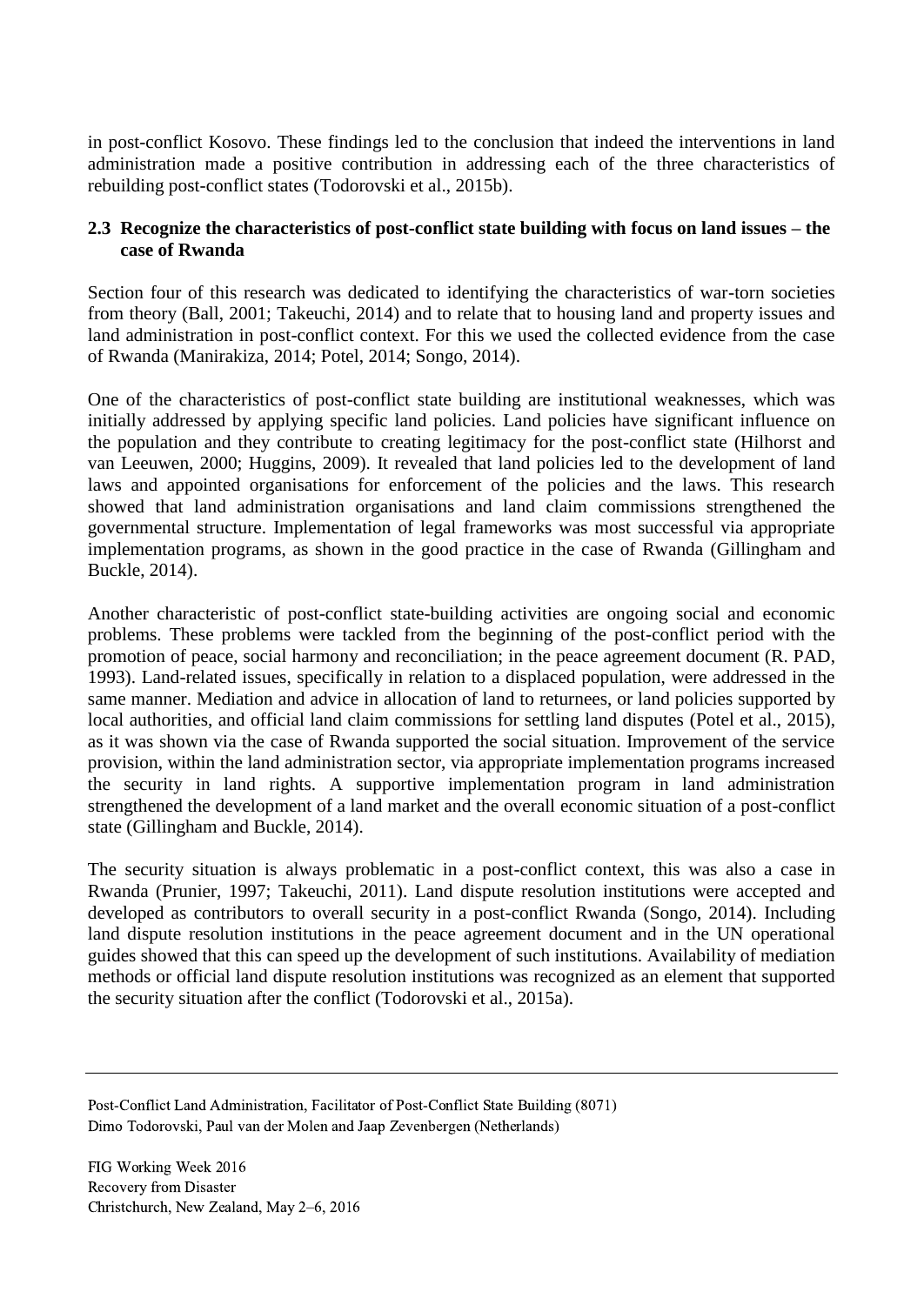in post-conflict Kosovo. These findings led to the conclusion that indeed the interventions in land administration made a positive contribution in addressing each of the three characteristics of rebuilding post-conflict states (Todorovski et al., 2015b).

### 2.3 Recognize the characteristics of post-conflict state building with focus on land issues – the case of Rwanda

Section four of this research was dedicated to identifying the characteristics of war-torn societies from theory (Ball, 2001; Takeuchi, 2014) and to relate that to housing land and property issues and land administration in post-conflict context. For this we used the collected evidence from the case of Rwanda (Manirakiza, 2014; Potel, 2014; Songo, 2014).

One of the characteristics of post-conflict state building are institutional weaknesses, which was initially addressed by applying specific land policies. Land policies have significant influence on the population and they contribute to creating legitimacy for the post-conflict state (Hilhorst and van Leeuwen, 2000; Huggins, 2009). It revealed that land policies led to the development of land laws and appointed organisations for enforcement of the policies and the laws. This research showed that land administration organisations and land claim commissions strengthened the governmental structure. Implementation of legal frameworks was most successful via appropriate implementation programs, as shown in the good practice in the case of Rwanda (Gillingham and Buckle, 2014).

Another characteristic of post-conflict state-building activities are ongoing social and economic problems. These problems were tackled from the beginning of the post-conflict period with the promotion of peace, social harmony and reconciliation; in the peace agreement document (R. PAD, 1993). Land-related issues, specifically in relation to a displaced population, were addressed in the same manner. Mediation and advice in allocation of land to returnees, or land policies supported by local authorities, and official land claim commissions for settling land disputes (Potel et al., 2015), as it was shown via the case of Rwanda supported the social situation. Improvement of the service provision, within the land administration sector, via appropriate implementation programs increased the security in land rights. A supportive implementation program in land administration strengthened the development of a land market and the overall economic situation of a post-conflict state (Gillingham and Buckle, 2014).

The security situation is always problematic in a post-conflict context, this was also a case in Rwanda (Prunier, 1997; Takeuchi, 2011). Land dispute resolution institutions were accepted and developed as contributors to overall security in a post-conflict Rwanda (Songo, 2014). Including land dispute resolution institutions in the peace agreement document and in the UN operational guides showed that this can speed up the development of such institutions. Availability of mediation methods or official land dispute resolution institutions was recognized as an element that supported the security situation after the conflict (Todorovski et al., 2015a).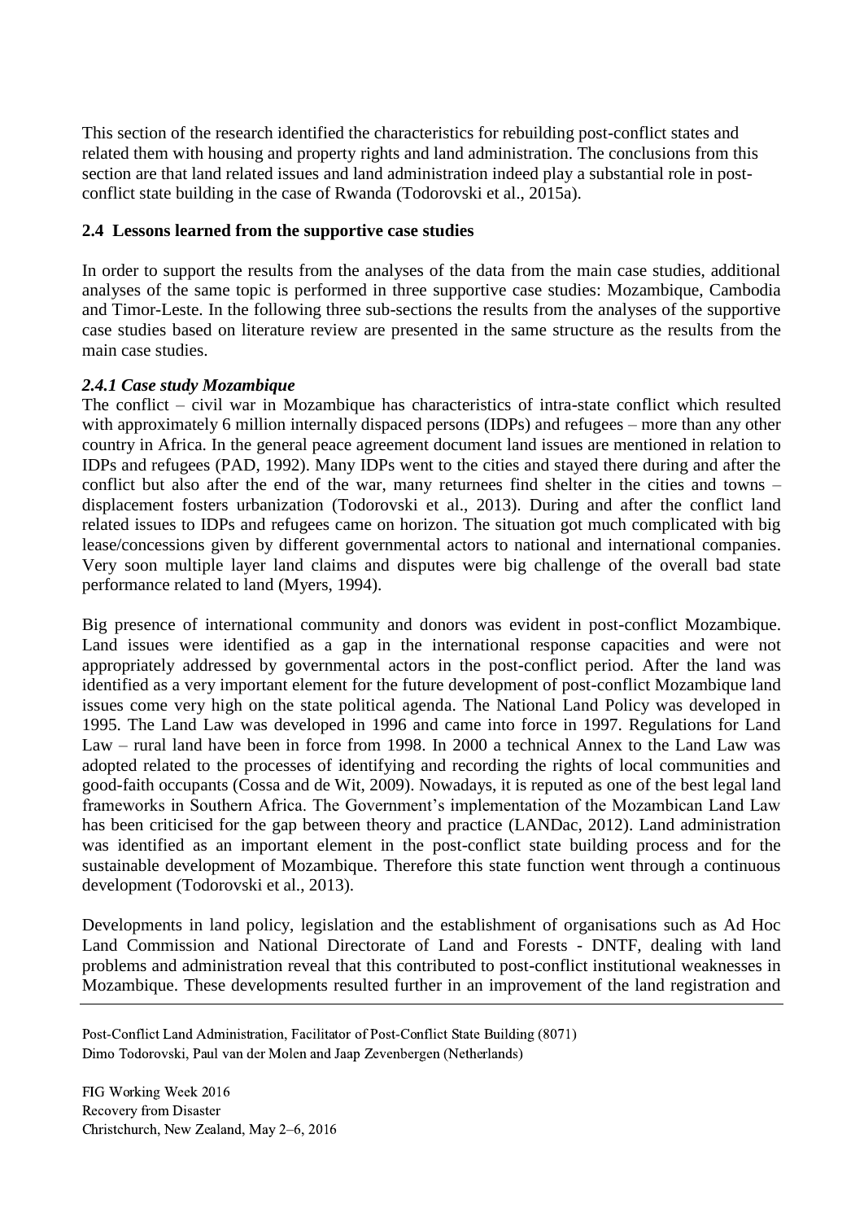This section of the research identified the characteristics for rebuilding post-conflict states and related them with housing and property rights and land administration. The conclusions from this section are that land related issues and land administration indeed play a substantial role in post-conflict state building in the case of Rwanda (Todorovski et al., 2015a).

### 2.4 Lessons learned from the supportive case studies

In order to support the results from the analyses of the data from the main case studies, additional analyses of the same topic is performed in three supportive case studies: Mozambique, Cambodia and Timor-Leste. In the following three sub-sections the results from the analyses of the supportive case studies based on literature review are presented in the same structure as the results from the main case studies.

#### *2.4.1 Case study Mozambique*

The conflict – civil war in Mozambique has characteristics of intra-state conflict which resulted with approximately 6 million internally dispaced persons (IDPs) and refugees – more than any other country in Africa. In the general peace agreement document land issues are mentioned in relation to IDPs and refugees (PAD, 1992). Many IDPs went to the cities and stayed there during and after the conflict but also after the end of the war, many returnees find shelter in the cities and towns – displacement fosters urbanization (Todorovski et al., 2013). During and after the conflict land related issues to IDPs and refugees came on horizon. The situation got much complicated with big lease/concessions given by different governmental actors to national and international companies. Very soon multiple layer land claims and disputes were big challenge of the overall bad state performance related to land (Myers, 1994).

Big presence of international community and donors was evident in post-conflict Mozambique. Land issues were identified as a gap in the international response capacities and were not appropriately addressed by governmental actors in the post-conflict period. After the land was identified as a very important element for the future development of post-conflict Mozambique land issues come very high on the state political agenda. The National Land Policy was developed in 1995. The Land Law was developed in 1996 and came into force in 1997. Regulations for Land Law – rural land have been in force from 1998. In 2000 a technical Annex to the Land Law was adopted related to the processes of identifying and recording the rights of local communities and good-faith occupants (Cossa and de Wit, 2009). Nowadays, it is reputed as one of the best legal land frameworks in Southern Africa. The Government's implementation of the Mozambican Land Law has been criticised for the gap between theory and practice (LANDac, 2012). Land administration was identified as an important element in the post-conflict state building process and for the sustainable development of Mozambique. Therefore this state function went through a continuous development (Todorovski et al., 2013).

Developments in land policy, legislation and the establishment of organisations such as Ad Hoc Land Commission and National Directorate of Land and Forests - DNTF, dealing with land problems and administration reveal that this contributed to post-conflict institutional weaknesses in Mozambique. These developments resulted further in an improvement of the land registration and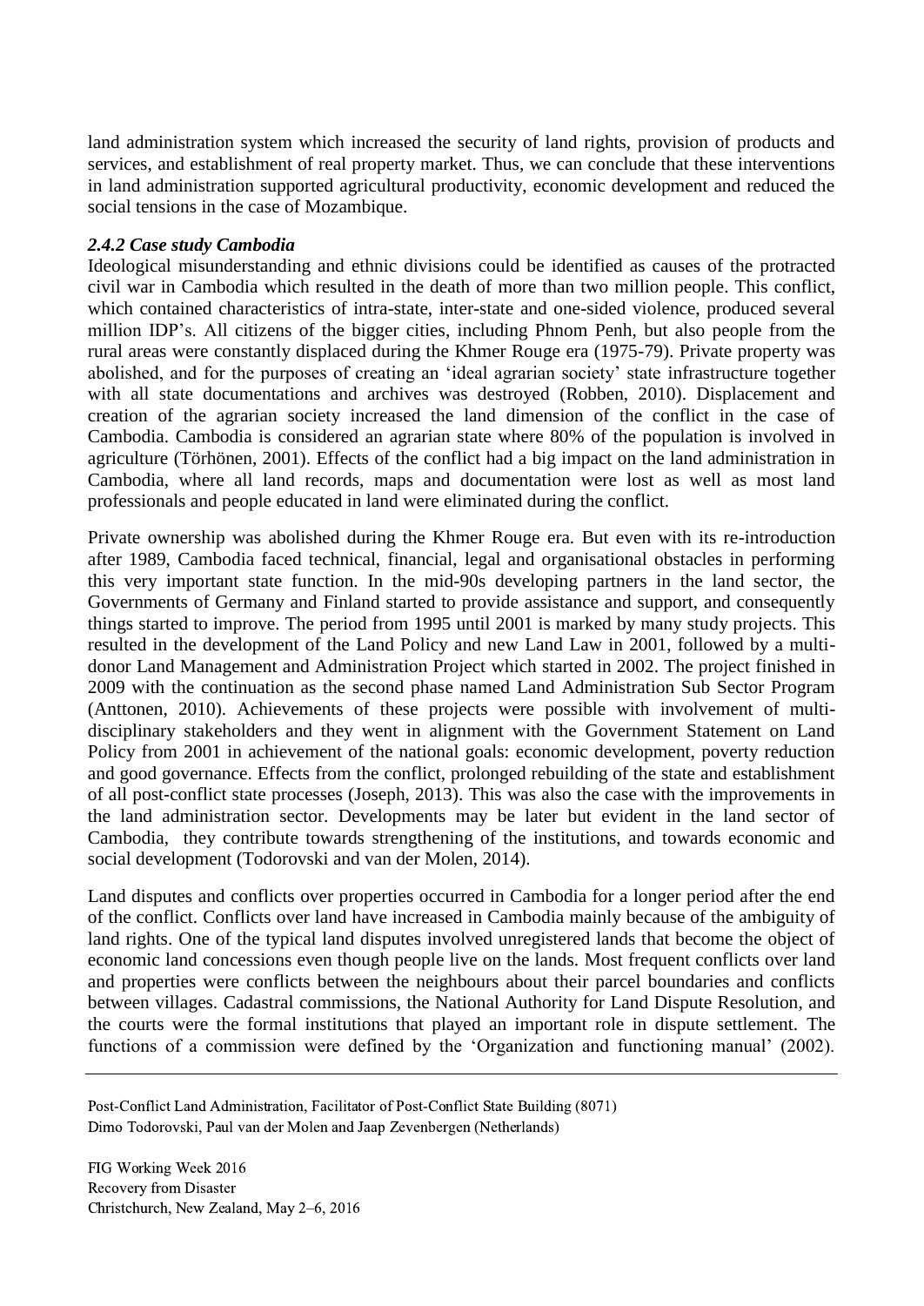land administration system which increased the security of land rights, provision of products and services, and establishment of real property market. Thus, we can conclude that these interventions in land administration supported agricultural productivity, economic development and reduced the social tensions in the case of Mozambique.

#### *2.4.2 Case study Cambodia*

Ideological misunderstanding and ethnic divisions could be identified as causes of the protracted civil war in Cambodia which resulted in the death of more than two million people. This conflict, which contained characteristics of intra-state, inter-state and one-sided violence, produced several million IDP's. All citizens of the bigger cities, including Phnom Penh, but also people from the rural areas were constantly displaced during the Khmer Rouge era (1975-79). Private property was abolished, and for the purposes of creating an 'ideal agrarian society' state infrastructure together with all state documentations and archives was destroyed (Robben, 2010). Displacement and creation of the agrarian society increased the land dimension of the conflict in the case of Cambodia. Cambodia is considered an agrarian state where 80% of the population is involved in agriculture (Törhönen, 2001). Effects of the conflict had a big impact on the land administration in Cambodia, where all land records, maps and documentation were lost as well as most land professionals and people educated in land were eliminated during the conflict.

Private ownership was abolished during the Khmer Rouge era. But even with its re-introduction after 1989, Cambodia faced technical, financial, legal and organisational obstacles in performing this very important state function. In the mid-90s developing partners in the land sector, the Governments of Germany and Finland started to provide assistance and support, and consequently things started to improve. The period from 1995 until 2001 is marked by many study projects. This resulted in the development of the Land Policy and new Land Law in 2001, followed by a multi-donor Land Management and Administration Project which started in 2002. The project finished in 2009 with the continuation as the second phase named Land Administration Sub Sector Program (Anttonen, 2010). Achievements of these projects were possible with involvement of multi-disciplinary stakeholders and they went in alignment with the Government Statement on Land Policy from 2001 in achievement of the national goals: economic development, poverty reduction and good governance. Effects from the conflict, prolonged rebuilding of the state and establishment of all post-conflict state processes (Joseph, 2013). This was also the case with the improvements in the land administration sector. Developments may be later but evident in the land sector of Cambodia, they contribute towards strengthening of the institutions, and towards economic and social development (Todorovski and van der Molen, 2014).

Land disputes and conflicts over properties occurred in Cambodia for a longer period after the end of the conflict. Conflicts over land have increased in Cambodia mainly because of the ambiguity of land rights. One of the typical land disputes involved unregistered lands that become the object of economic land concessions even though people live on the lands. Most frequent conflicts over land and properties were conflicts between the neighbours about their parcel boundaries and conflicts between villages. Cadastral commissions, the National Authority for Land Dispute Resolution, and the courts were the formal institutions that played an important role in dispute settlement. The functions of a commission were defined by the 'Organization and functioning manual' (2002).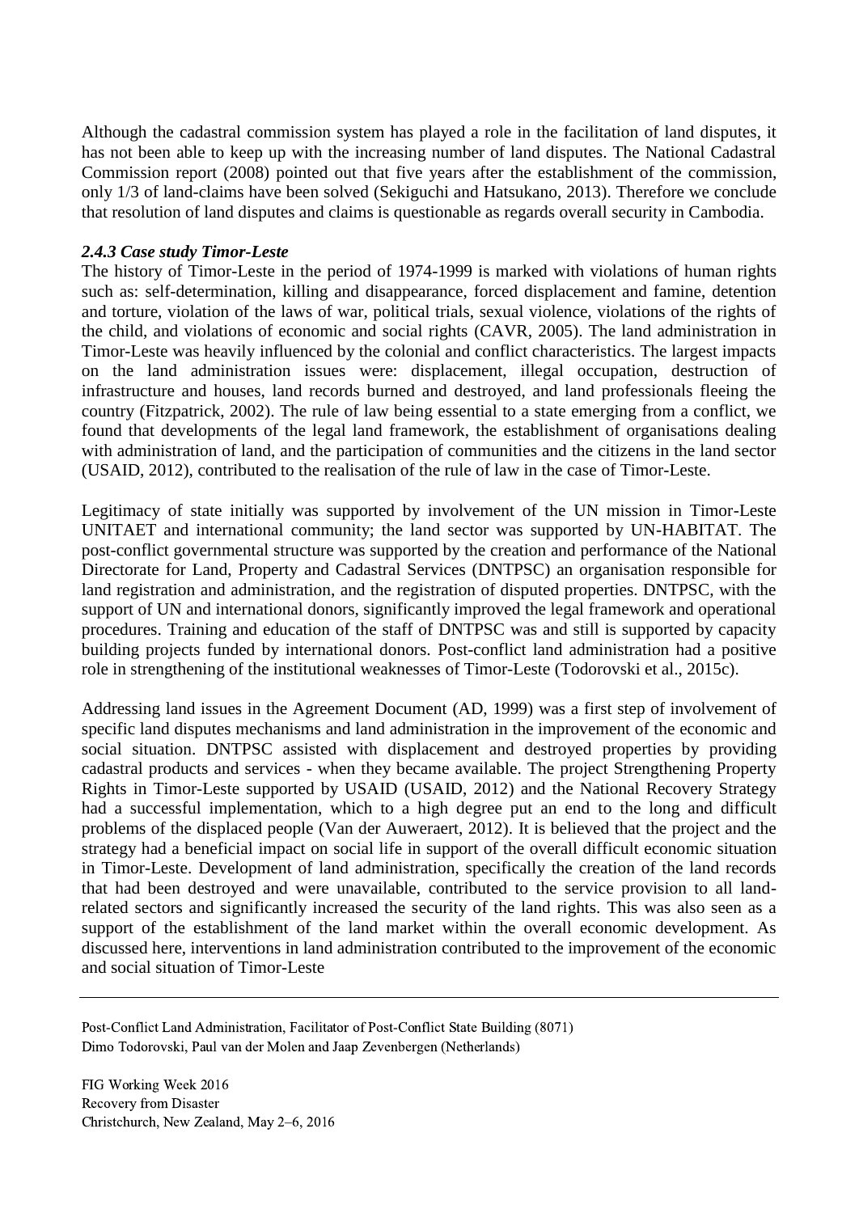Although the cadastral commission system has played a role in the facilitation of land disputes, it has not been able to keep up with the increasing number of land disputes. The National Cadastral Commission report (2008) pointed out that five years after the establishment of the commission, only 1/3 of land-claims have been solved (Sekiguchi and Hatsukano, 2013). Therefore we conclude that resolution of land disputes and claims is questionable as regards overall security in Cambodia.

### *2.4.3 Case study Timor-Leste*

The history of Timor-Leste in the period of 1974-1999 is marked with violations of human rights such as: self-determination, killing and disappearance, forced displacement and famine, detention and torture, violation of the laws of war, political trials, sexual violence, violations of the rights of the child, and violations of economic and social rights (CAVR, 2005). The land administration in Timor-Leste was heavily influenced by the colonial and conflict characteristics. The largest impacts on the land administration issues were: displacement, illegal occupation, destruction of infrastructure and houses, land records burned and destroyed, and land professionals fleeing the country (Fitzpatrick, 2002). The rule of law being essential to a state emerging from a conflict, we found that developments of the legal land framework, the establishment of organisations dealing with administration of land, and the participation of communities and the citizens in the land sector (USAID, 2012), contributed to the realisation of the rule of law in the case of Timor-Leste.

Legitimacy of state initially was supported by involvement of the UN mission in Timor-Leste UNITAET and international community; the land sector was supported by UN-HABITAT. The post-conflict governmental structure was supported by the creation and performance of the National Directorate for Land, Property and Cadastral Services (DNTPSC) an organisation responsible for land registration and administration, and the registration of disputed properties. DNTPSC, with the support of UN and international donors, significantly improved the legal framework and operational procedures. Training and education of the staff of DNTPSC was and still is supported by capacity building projects funded by international donors. Post-conflict land administration had a positive role in strengthening of the institutional weaknesses of Timor-Leste (Todorovski et al., 2015c).

Addressing land issues in the Agreement Document (AD, 1999) was a first step of involvement of specific land disputes mechanisms and land administration in the improvement of the economic and social situation. DNTPSC assisted with displacement and destroyed properties by providing cadastral products and services - when they became available. The project Strengthening Property Rights in Timor-Leste supported by USAID (USAID, 2012) and the National Recovery Strategy had a successful implementation, which to a high degree put an end to the long and difficult problems of the displaced people (Van der Auweraert, 2012). It is believed that the project and the strategy had a beneficial impact on social life in support of the overall difficult economic situation in Timor-Leste. Development of land administration, specifically the creation of the land records that had been destroyed and were unavailable, contributed to the service provision to all land-related sectors and significantly increased the security of the land rights. This was also seen as a support of the establishment of the land market within the overall economic development. As discussed here, interventions in land administration contributed to the improvement of the economic and social situation of Timor-Leste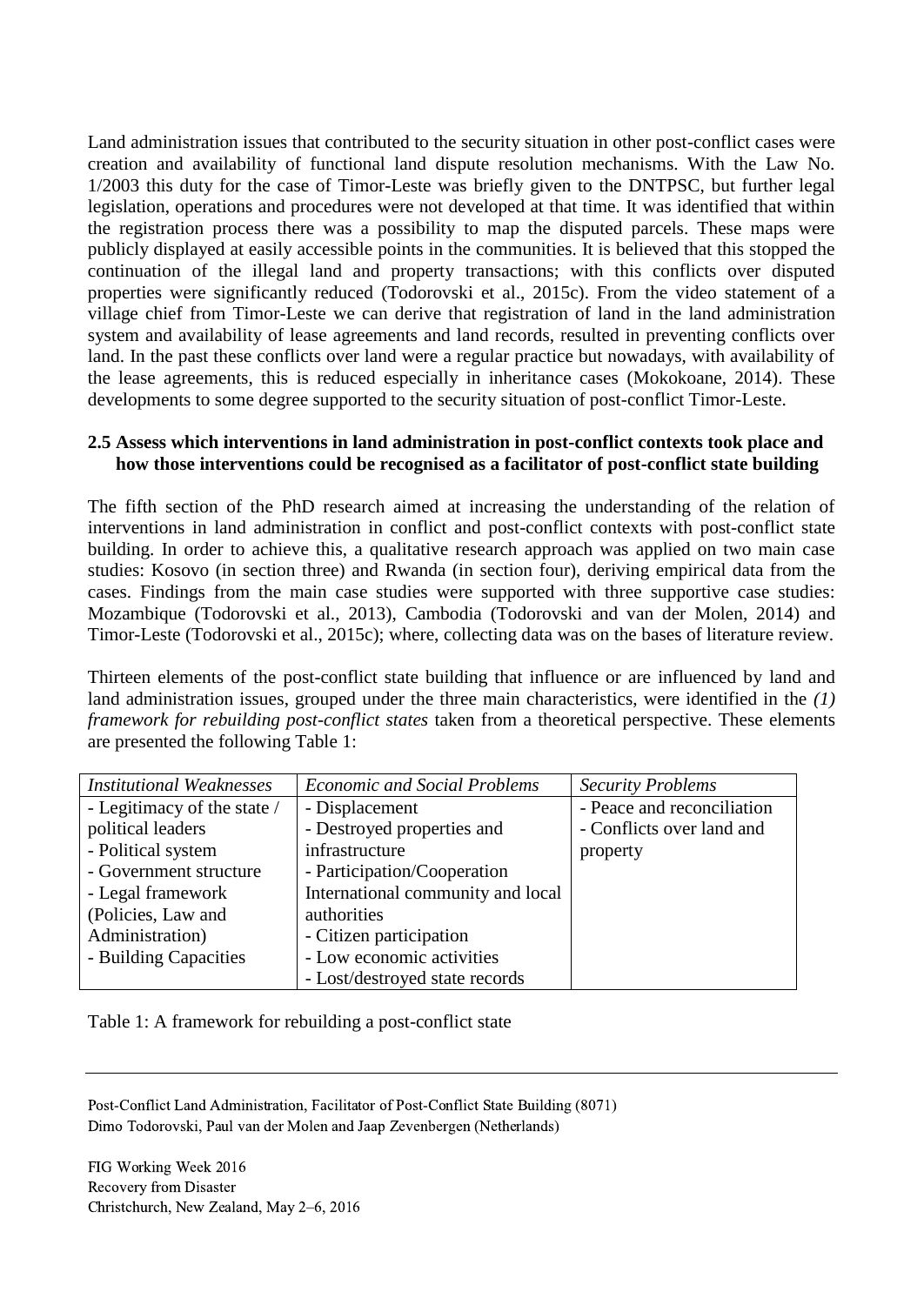Land administration issues that contributed to the security situation in other post-conflict cases were creation and availability of functional land dispute resolution mechanisms. With the Law No. 1/2003 this duty for the case of Timor-Leste was briefly given to the DNTPSC, but further legal legislation, operations and procedures were not developed at that time. It was identified that within the registration process there was a possibility to map the disputed parcels. These maps were publicly displayed at easily accessible points in the communities. It is believed that this stopped the continuation of the illegal land and property transactions; with this conflicts over disputed properties were significantly reduced (Todorovski et al., 2015c). From the video statement of a village chief from Timor-Leste we can derive that registration of land in the land administration system and availability of lease agreements and land records, resulted in preventing conflicts over land. In the past these conflicts over land were a regular practice but nowadays, with availability of the lease agreements, this is reduced especially in inheritance cases (Mokokoane, 2014). These developments to some degree supported to the security situation of post-conflict Timor-Leste.

### 2.5 Assess which interventions in land administration in post-conflict contexts took place and how those interventions could be recognised as a facilitator of post-conflict state building

The fifth section of the PhD research aimed at increasing the understanding of the relation of interventions in land administration in conflict and post-conflict contexts with post-conflict state building. In order to achieve this, a qualitative research approach was applied on two main case studies: Kosovo (in section three) and Rwanda (in section four), deriving empirical data from the cases. Findings from the main case studies were supported with three supportive case studies: Mozambique (Todorovski et al., 2013), Cambodia (Todorovski and van der Molen, 2014) and Timor-Leste (Todorovski et al., 2015c); where, collecting data was on the bases of literature review.

Thirteen elements of the post-conflict state building that influence or are influenced by land and land administration issues, grouped under the three main characteristics, were identified in the *(1) framework for rebuilding post-conflict states* taken from a theoretical perspective. These elements are presented the following Table 1:

| *Institutional Weaknesses* | *Economic and Social Problems* | *Security Problems* |
|---|---|---|
| - Legitimacy of the state / political leaders<br>- Political system<br>- Government structure<br>- Legal framework (Policies, Law and Administration)<br>- Building Capacities | - Displacement<br>- Destroyed properties and infrastructure<br>- Participation/Cooperation International community and local authorities<br>- Citizen participation<br>- Low economic activities<br>- Lost/destroyed state records | - Peace and reconciliation<br>- Conflicts over land and property |

Table 1: A framework for rebuilding a post-conflict state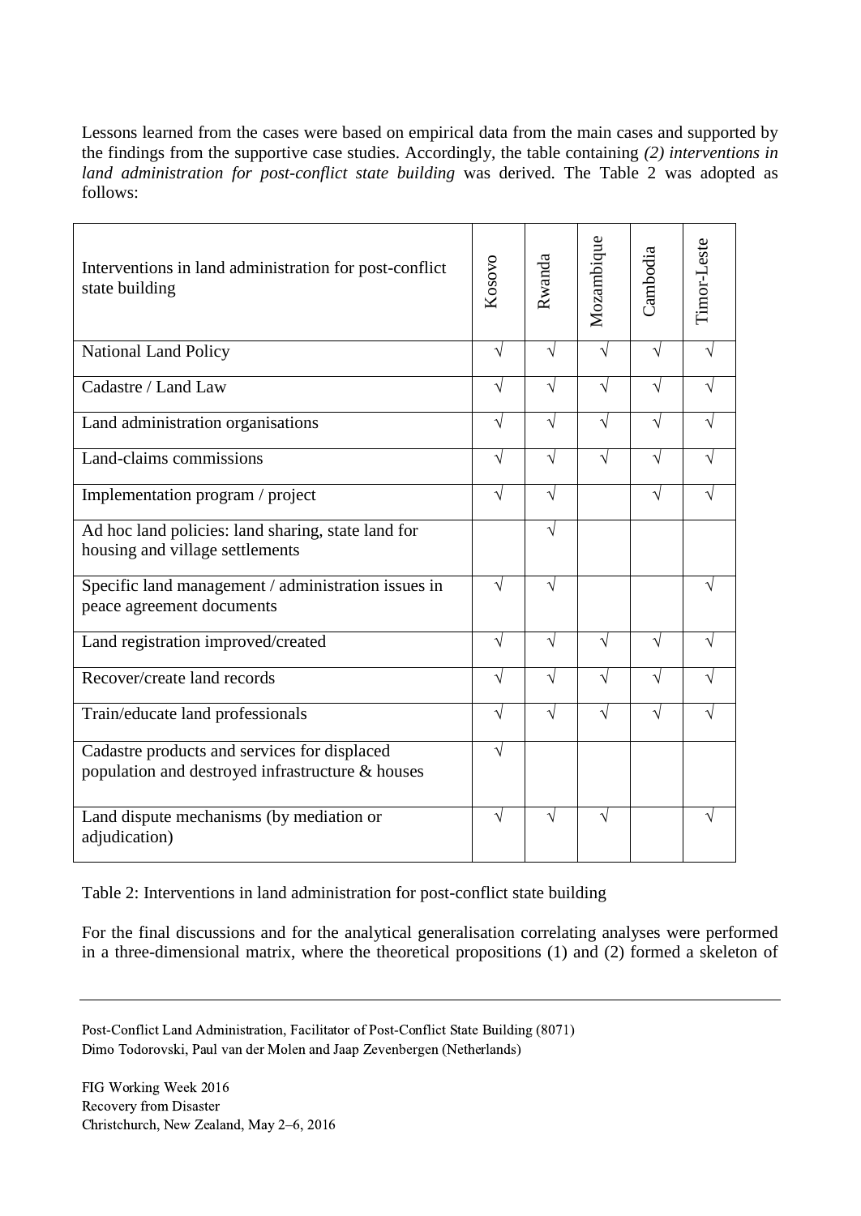Lessons learned from the cases were based on empirical data from the main cases and supported by the findings from the supportive case studies. Accordingly, the table containing *(2) interventions in land administration for post-conflict state building* was derived. The Table 2 was adopted as follows:

| Interventions in land administration for post-conflict state building | Kosovo | Rwanda | Mozambique | Cambodia | Timor-Leste |
|---|---|---|---|---|---|
| National Land Policy | √ | √ | √ | √ | √ |
| Cadastre / Land Law | √ | √ | √ | √ | √ |
| Land administration organisations | √ | √ | √ | √ | √ |
| Land-claims commissions | √ | √ | √ | √ | √ |
| Implementation program / project | √ | √ | | √ | √ |
| Ad hoc land policies: land sharing, state land for housing and village settlements | | √ | | | |
| Specific land management / administration issues in peace agreement documents | √ | √ | | | √ |
| Land registration improved/created | √ | √ | √ | √ | √ |
| Recover/create land records | √ | √ | √ | √ | √ |
| Train/educate land professionals | √ | √ | √ | √ | √ |
| Cadastre products and services for displaced population and destroyed infrastructure & houses | √ | | | | |
| Land dispute mechanisms (by mediation or adjudication) | √ | √ | √ | | √ |

Table 2: Interventions in land administration for post-conflict state building

For the final discussions and for the analytical generalisation correlating analyses were performed in a three-dimensional matrix, where the theoretical propositions (1) and (2) formed a skeleton of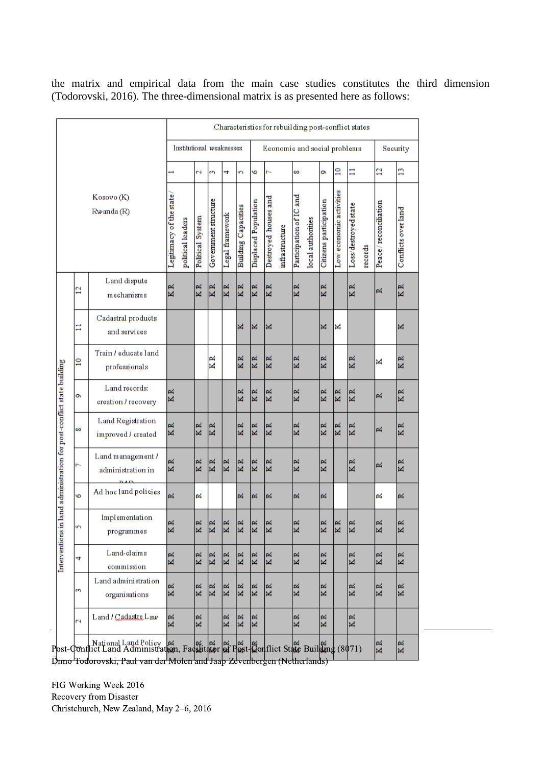the matrix and empirical data from the main case studies constitutes the third dimension (Todorovski, 2016). The three-dimensional matrix is as presented here as follows:

| Interventions in land administration for post-conflict state building (Kosovo (K), Rwanda (R)) | | Characteristics for rebuilding post-conflict states | | | | | | | | | | | | |
|---|---|---|---|---|---|---|---|---|---|---|---|---|---|---|
| | | Institutional weaknesses | | | | | Economic and social problems | | | | | | Security | |
| | | 1 | 2 | 3 | 4 | 5 | 6 | 7 | 8 | 9 | 10 | 11 | 12 | 13 |
| | | Legitimacy of the state / political leaders | Political System | Government structure | Legal framework | Building Capacities | Displaced Population | Destroyed houses and infrastructure | Participation of IC and local authorities | Citizens participation | Low economic activities | Loss/destroyed state records | Peace / reconciliation | Conflicts over land |
| 12 | Land dispute mechanisms | K R | K R | K R | K R | K R | K R | K R | K R | K R | | K R | R | K R |
| 11 | Cadastral products and services | | | | | K | K | K | | K | K | | | K |
| 10 | Train / educate land professionals | | | K R | | K R | K R | K R | K R | K R | | K R | K | K R |
| 9 | Land records: creation / recovery | K R | | | | K R | K R | K R | K R | K R | K R | K R | R | K R |
| 8 | Land Registration improved / created | K R | K R | K R | | K R | K R | K R | K R | K R | K R | K R | R | K R |
| 7 | Land management / administration in PAD | K R | K R | K R | K R | K R | K R | K R | K R | K R | | K R | R | K R |
| 6 | Ad hoc land policies | R | R | | | R | R | R | R | R | | | R | R |
| 5 | Implementation programmes | K R | K R | K R | K R | K R | K R | K R | K R | K R | K R | K R | K R | K R |
| 4 | Land-claims commission | K R | K R | K R | K R | K R | K R | K R | K R | K R | | K R | K R | K R |
| 3 | Land administration organisations | K R | K R | K R | K R | K R | K R | K R | K R | K R | | K R | K R | K R |
| 2 | Land / Cadastre Law | K R | K R | | K R | K R | K R | | K R | K R | | K R | | |
| 1 | National Land Policy | K R | K R | K R | K R | K R | K R | | K R | K R | | | K R | K R |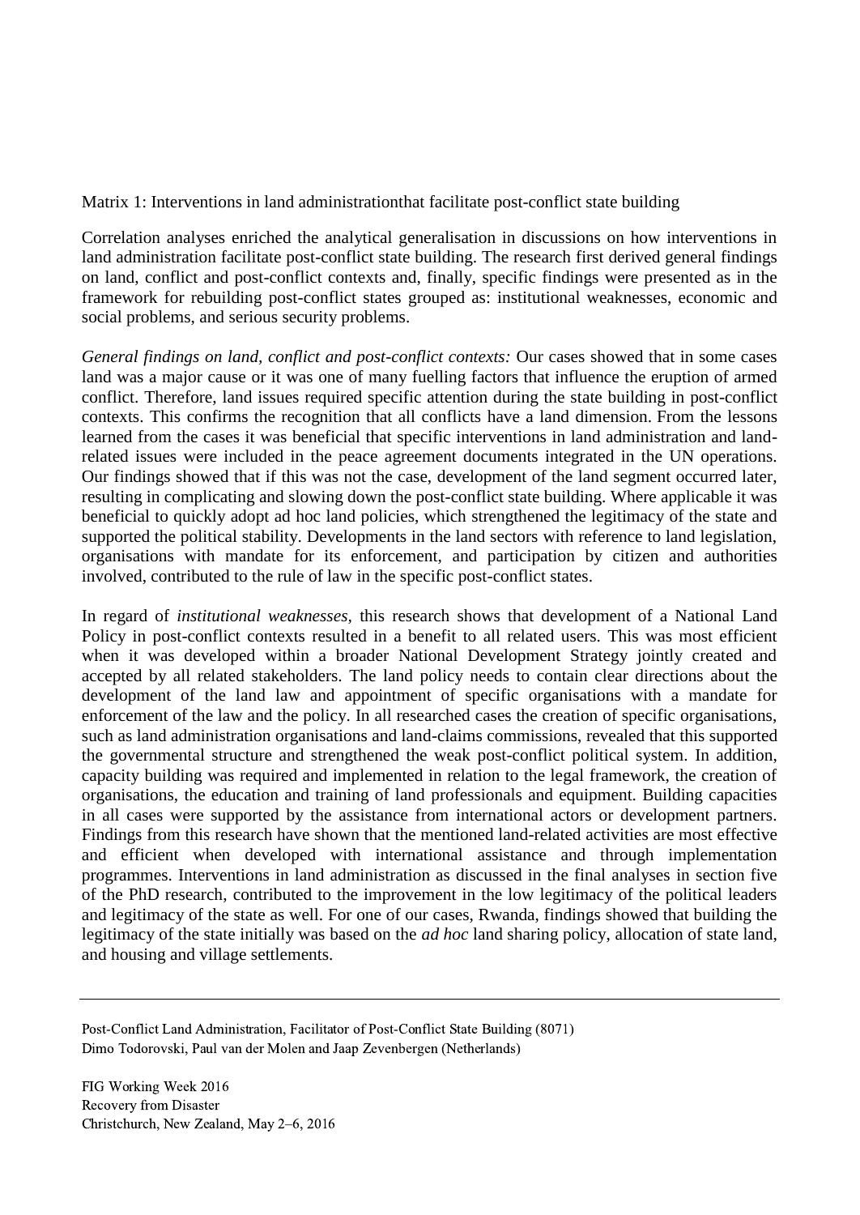Matrix 1: Interventions in land administrationthat facilitate post-conflict state building

Correlation analyses enriched the analytical generalisation in discussions on how interventions in land administration facilitate post-conflict state building. The research first derived general findings on land, conflict and post-conflict contexts and, finally, specific findings were presented as in the framework for rebuilding post-conflict states grouped as: institutional weaknesses, economic and social problems, and serious security problems.

*General findings on land, conflict and post-conflict contexts:* Our cases showed that in some cases land was a major cause or it was one of many fuelling factors that influence the eruption of armed conflict. Therefore, land issues required specific attention during the state building in post-conflict contexts. This confirms the recognition that all conflicts have a land dimension. From the lessons learned from the cases it was beneficial that specific interventions in land administration and land-related issues were included in the peace agreement documents integrated in the UN operations. Our findings showed that if this was not the case, development of the land segment occurred later, resulting in complicating and slowing down the post-conflict state building. Where applicable it was beneficial to quickly adopt ad hoc land policies, which strengthened the legitimacy of the state and supported the political stability. Developments in the land sectors with reference to land legislation, organisations with mandate for its enforcement, and participation by citizen and authorities involved, contributed to the rule of law in the specific post-conflict states.

In regard of *institutional weaknesses*, this research shows that development of a National Land Policy in post-conflict contexts resulted in a benefit to all related users. This was most efficient when it was developed within a broader National Development Strategy jointly created and accepted by all related stakeholders. The land policy needs to contain clear directions about the development of the land law and appointment of specific organisations with a mandate for enforcement of the law and the policy. In all researched cases the creation of specific organisations, such as land administration organisations and land-claims commissions, revealed that this supported the governmental structure and strengthened the weak post-conflict political system. In addition, capacity building was required and implemented in relation to the legal framework, the creation of organisations, the education and training of land professionals and equipment. Building capacities in all cases were supported by the assistance from international actors or development partners. Findings from this research have shown that the mentioned land-related activities are most effective and efficient when developed with international assistance and through implementation programmes. Interventions in land administration as discussed in the final analyses in section five of the PhD research, contributed to the improvement in the low legitimacy of the political leaders and legitimacy of the state as well. For one of our cases, Rwanda, findings showed that building the legitimacy of the state initially was based on the *ad hoc* land sharing policy, allocation of state land, and housing and village settlements.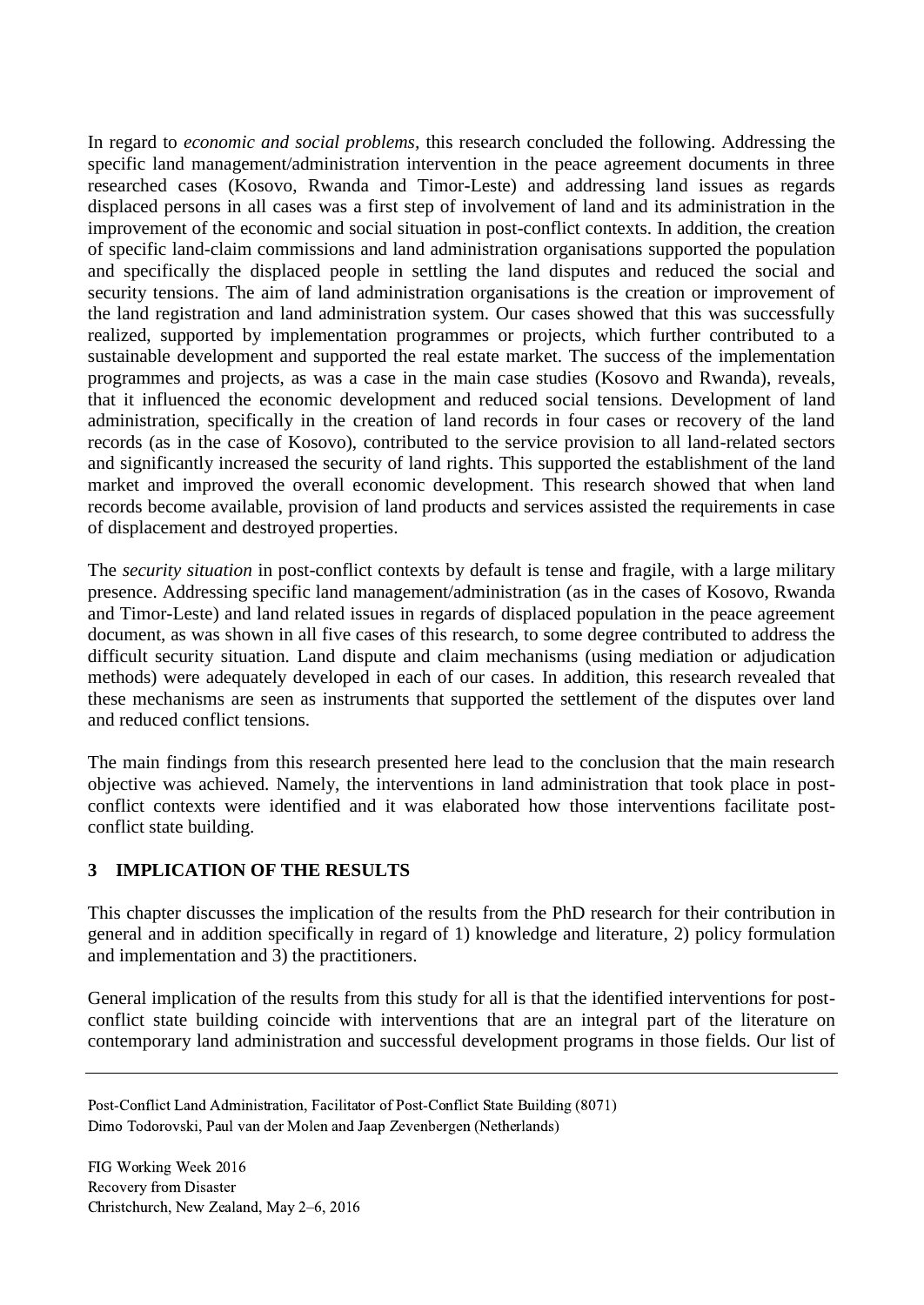In regard to *economic and social problems*, this research concluded the following. Addressing the specific land management/administration intervention in the peace agreement documents in three researched cases (Kosovo, Rwanda and Timor-Leste) and addressing land issues as regards displaced persons in all cases was a first step of involvement of land and its administration in the improvement of the economic and social situation in post-conflict contexts. In addition, the creation of specific land-claim commissions and land administration organisations supported the population and specifically the displaced people in settling the land disputes and reduced the social and security tensions. The aim of land administration organisations is the creation or improvement of the land registration and land administration system. Our cases showed that this was successfully realized, supported by implementation programmes or projects, which further contributed to a sustainable development and supported the real estate market. The success of the implementation programmes and projects, as was a case in the main case studies (Kosovo and Rwanda), reveals, that it influenced the economic development and reduced social tensions. Development of land administration, specifically in the creation of land records in four cases or recovery of the land records (as in the case of Kosovo), contributed to the service provision to all land-related sectors and significantly increased the security of land rights. This supported the establishment of the land market and improved the overall economic development. This research showed that when land records become available, provision of land products and services assisted the requirements in case of displacement and destroyed properties.

The *security situation* in post-conflict contexts by default is tense and fragile, with a large military presence. Addressing specific land management/administration (as in the cases of Kosovo, Rwanda and Timor-Leste) and land related issues in regards of displaced population in the peace agreement document, as was shown in all five cases of this research, to some degree contributed to address the difficult security situation. Land dispute and claim mechanisms (using mediation or adjudication methods) were adequately developed in each of our cases. In addition, this research revealed that these mechanisms are seen as instruments that supported the settlement of the disputes over land and reduced conflict tensions.

The main findings from this research presented here lead to the conclusion that the main research objective was achieved. Namely, the interventions in land administration that took place in post-conflict contexts were identified and it was elaborated how those interventions facilitate post-conflict state building.

## 3 IMPLICATION OF THE RESULTS

This chapter discusses the implication of the results from the PhD research for their contribution in general and in addition specifically in regard of 1) knowledge and literature, 2) policy formulation and implementation and 3) the practitioners.

General implication of the results from this study for all is that the identified interventions for post-conflict state building coincide with interventions that are an integral part of the literature on contemporary land administration and successful development programs in those fields. Our list of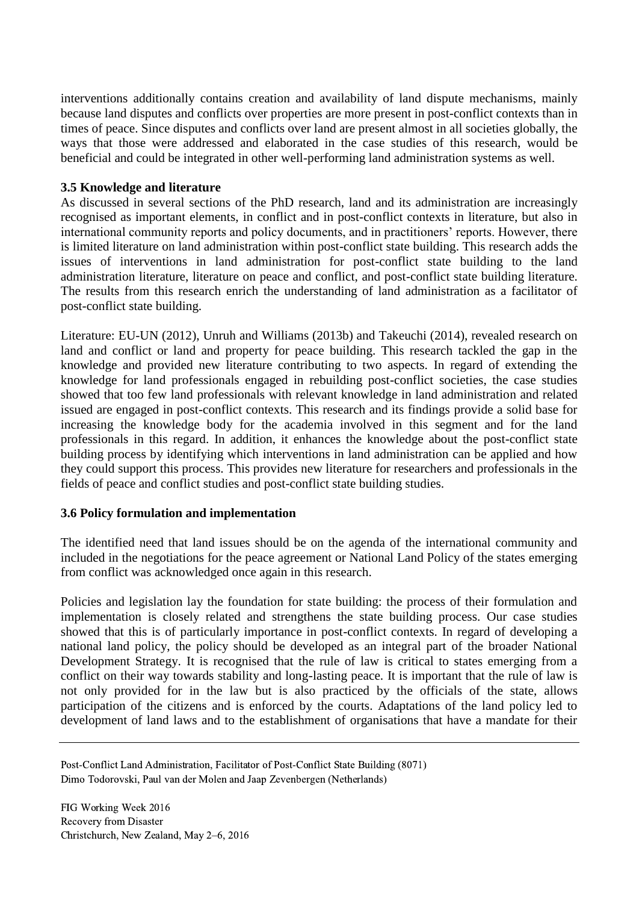interventions additionally contains creation and availability of land dispute mechanisms, mainly because land disputes and conflicts over properties are more present in post-conflict contexts than in times of peace. Since disputes and conflicts over land are present almost in all societies globally, the ways that those were addressed and elaborated in the case studies of this research, would be beneficial and could be integrated in other well-performing land administration systems as well.

### 3.5 Knowledge and literature

As discussed in several sections of the PhD research, land and its administration are increasingly recognised as important elements, in conflict and in post-conflict contexts in literature, but also in international community reports and policy documents, and in practitioners' reports. However, there is limited literature on land administration within post-conflict state building. This research adds the issues of interventions in land administration for post-conflict state building to the land administration literature, literature on peace and conflict, and post-conflict state building literature. The results from this research enrich the understanding of land administration as a facilitator of post-conflict state building.

Literature: EU-UN (2012), Unruh and Williams (2013b) and Takeuchi (2014), revealed research on land and conflict or land and property for peace building. This research tackled the gap in the knowledge and provided new literature contributing to two aspects. In regard of extending the knowledge for land professionals engaged in rebuilding post-conflict societies, the case studies showed that too few land professionals with relevant knowledge in land administration and related issued are engaged in post-conflict contexts. This research and its findings provide a solid base for increasing the knowledge body for the academia involved in this segment and for the land professionals in this regard. In addition, it enhances the knowledge about the post-conflict state building process by identifying which interventions in land administration can be applied and how they could support this process. This provides new literature for researchers and professionals in the fields of peace and conflict studies and post-conflict state building studies.

### 3.6 Policy formulation and implementation

The identified need that land issues should be on the agenda of the international community and included in the negotiations for the peace agreement or National Land Policy of the states emerging from conflict was acknowledged once again in this research.

Policies and legislation lay the foundation for state building: the process of their formulation and implementation is closely related and strengthens the state building process. Our case studies showed that this is of particularly importance in post-conflict contexts. In regard of developing a national land policy, the policy should be developed as an integral part of the broader National Development Strategy. It is recognised that the rule of law is critical to states emerging from a conflict on their way towards stability and long-lasting peace. It is important that the rule of law is not only provided for in the law but is also practiced by the officials of the state, allows participation of the citizens and is enforced by the courts. Adaptations of the land policy led to development of land laws and to the establishment of organisations that have a mandate for their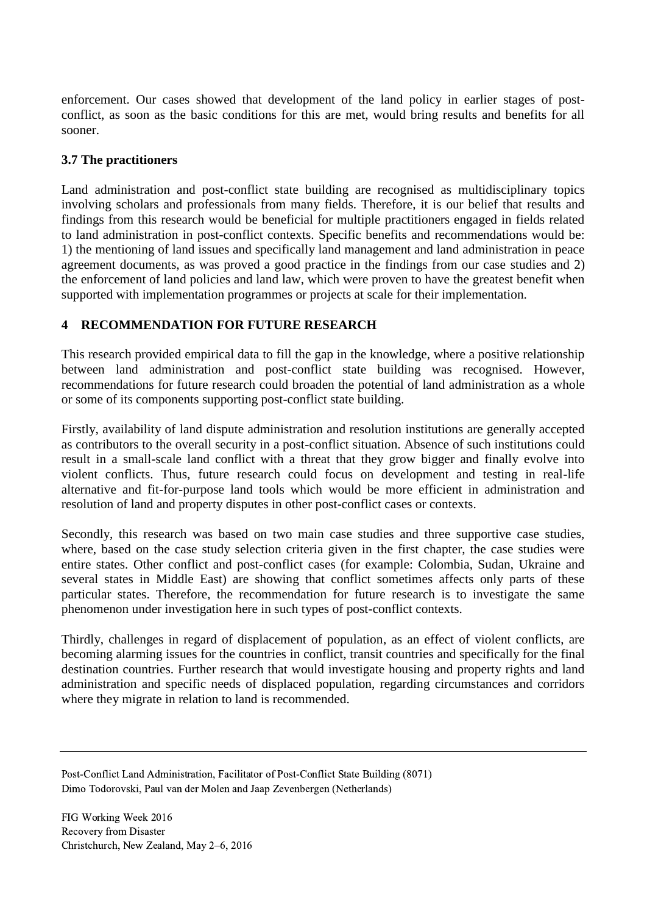enforcement. Our cases showed that development of the land policy in earlier stages of post-conflict, as soon as the basic conditions for this are met, would bring results and benefits for all sooner.

### 3.7 The practitioners

Land administration and post-conflict state building are recognised as multidisciplinary topics involving scholars and professionals from many fields. Therefore, it is our belief that results and findings from this research would be beneficial for multiple practitioners engaged in fields related to land administration in post-conflict contexts. Specific benefits and recommendations would be: 1) the mentioning of land issues and specifically land management and land administration in peace agreement documents, as was proved a good practice in the findings from our case studies and 2) the enforcement of land policies and land law, which were proven to have the greatest benefit when supported with implementation programmes or projects at scale for their implementation.

## 4 RECOMMENDATION FOR FUTURE RESEARCH

This research provided empirical data to fill the gap in the knowledge, where a positive relationship between land administration and post-conflict state building was recognised. However, recommendations for future research could broaden the potential of land administration as a whole or some of its components supporting post-conflict state building.

Firstly, availability of land dispute administration and resolution institutions are generally accepted as contributors to the overall security in a post-conflict situation. Absence of such institutions could result in a small-scale land conflict with a threat that they grow bigger and finally evolve into violent conflicts. Thus, future research could focus on development and testing in real-life alternative and fit-for-purpose land tools which would be more efficient in administration and resolution of land and property disputes in other post-conflict cases or contexts.

Secondly, this research was based on two main case studies and three supportive case studies, where, based on the case study selection criteria given in the first chapter, the case studies were entire states. Other conflict and post-conflict cases (for example: Colombia, Sudan, Ukraine and several states in Middle East) are showing that conflict sometimes affects only parts of these particular states. Therefore, the recommendation for future research is to investigate the same phenomenon under investigation here in such types of post-conflict contexts.

Thirdly, challenges in regard of displacement of population, as an effect of violent conflicts, are becoming alarming issues for the countries in conflict, transit countries and specifically for the final destination countries. Further research that would investigate housing and property rights and land administration and specific needs of displaced population, regarding circumstances and corridors where they migrate in relation to land is recommended.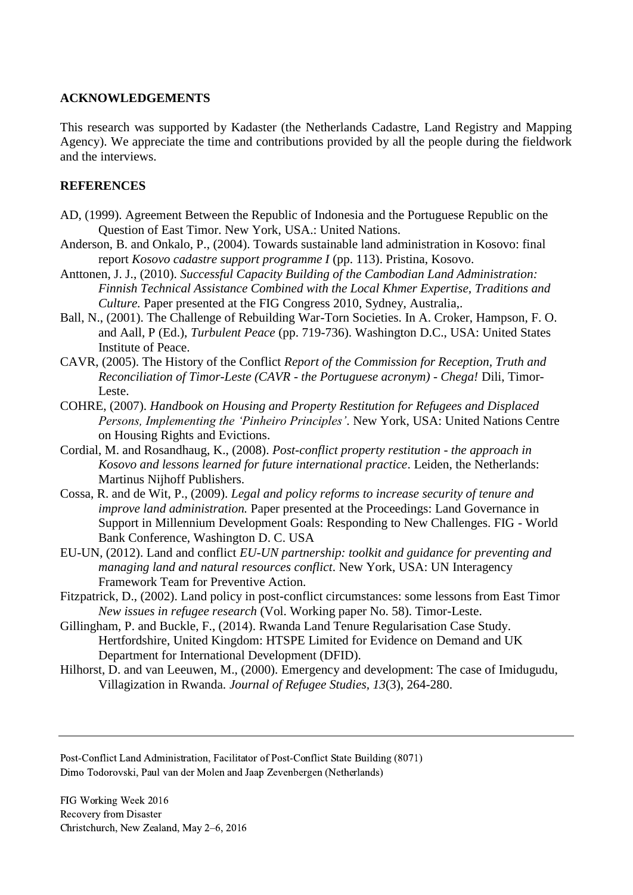## ACKNOWLEDGEMENTS

This research was supported by Kadaster (the Netherlands Cadastre, Land Registry and Mapping Agency). We appreciate the time and contributions provided by all the people during the fieldwork and the interviews.

## REFERENCES

AD, (1999). Agreement Between the Republic of Indonesia and the Portuguese Republic on the Question of East Timor. New York, USA.: United Nations.

Anderson, B. and Onkalo, P., (2004). Towards sustainable land administration in Kosovo: final report *Kosovo cadastre support programme I* (pp. 113). Pristina, Kosovo.

Anttonen, J. J., (2010). *Successful Capacity Building of the Cambodian Land Administration: Finnish Technical Assistance Combined with the Local Khmer Expertise, Traditions and Culture.* Paper presented at the FIG Congress 2010, Sydney, Australia,.

Ball, N., (2001). The Challenge of Rebuilding War-Torn Societies. In A. Croker, Hampson, F. O. and Aall, P (Ed.), *Turbulent Peace* (pp. 719-736). Washington D.C., USA: United States Institute of Peace.

CAVR, (2005). The History of the Conflict *Report of the Commission for Reception, Truth and Reconciliation of Timor-Leste (CAVR - the Portuguese acronym) - Chega!* Dili, Timor-Leste.

COHRE, (2007). *Handbook on Housing and Property Restitution for Refugees and Displaced Persons, Implementing the 'Pinheiro Principles'*. New York, USA: United Nations Centre on Housing Rights and Evictions.

Cordial, M. and Rosandhaug, K., (2008). *Post-conflict property restitution - the approach in Kosovo and lessons learned for future international practice*. Leiden, the Netherlands: Martinus Nijhoff Publishers.

Cossa, R. and de Wit, P., (2009). *Legal and policy reforms to increase security of tenure and improve land administration.* Paper presented at the Proceedings: Land Governance in Support in Millennium Development Goals: Responding to New Challenges. FIG - World Bank Conference, Washington D. C. USA

EU-UN, (2012). Land and conflict *EU-UN partnership: toolkit and guidance for preventing and managing land and natural resources conflict*. New York, USA: UN Interagency Framework Team for Preventive Action.

Fitzpatrick, D., (2002). Land policy in post-conflict circumstances: some lessons from East Timor *New issues in refugee research* (Vol. Working paper No. 58). Timor-Leste.

Gillingham, P. and Buckle, F., (2014). Rwanda Land Tenure Regularisation Case Study. Hertfordshire, United Kingdom: HTSPE Limited for Evidence on Demand and UK Department for International Development (DFID).

Hilhorst, D. and van Leeuwen, M., (2000). Emergency and development: The case of Imidugudu, Villagization in Rwanda. *Journal of Refugee Studies*, *13*(3), 264-280.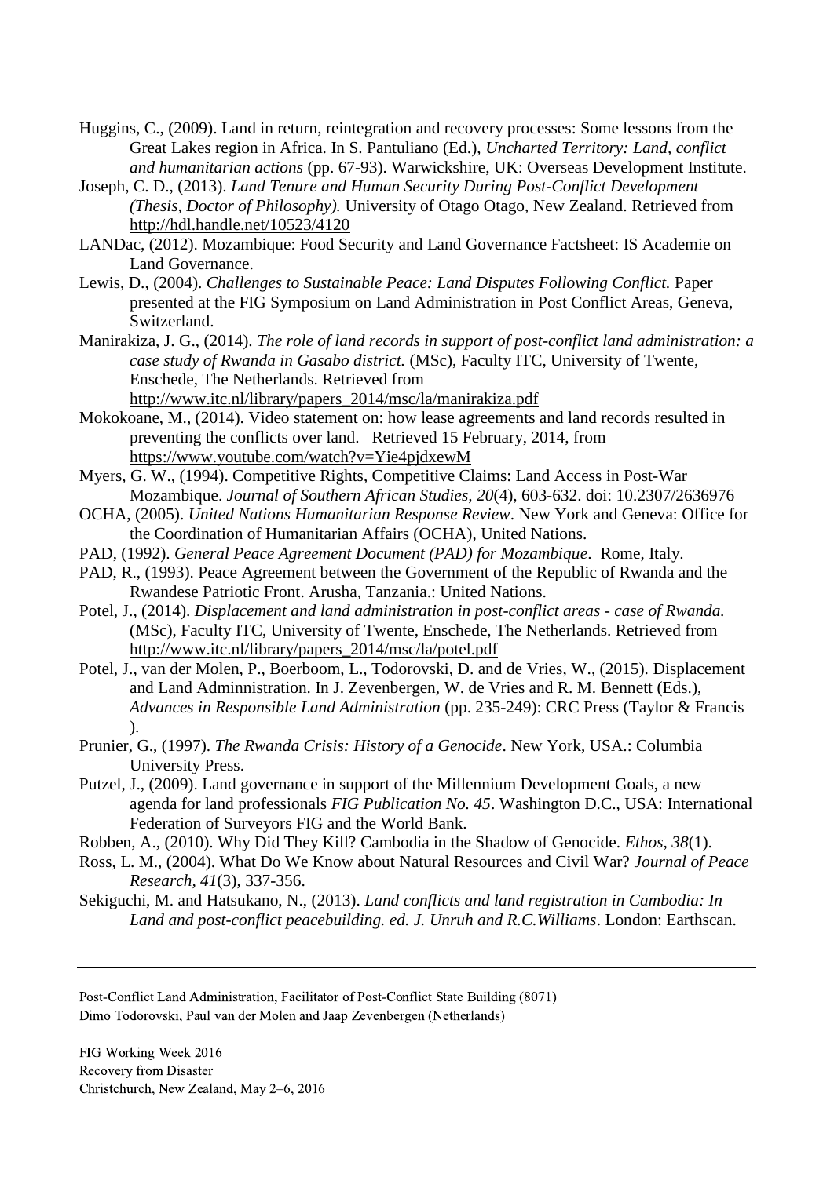Huggins, C., (2009). Land in return, reintegration and recovery processes: Some lessons from the Great Lakes region in Africa. In S. Pantuliano (Ed.), *Uncharted Territory: Land, conflict and humanitarian actions* (pp. 67-93). Warwickshire, UK: Overseas Development Institute.

Joseph, C. D., (2013). *Land Tenure and Human Security During Post-Conflict Development (Thesis, Doctor of Philosophy).* University of Otago Otago, New Zealand. Retrieved from http://hdl.handle.net/10523/4120

LANDac, (2012). Mozambique: Food Security and Land Governance Factsheet: IS Academie on Land Governance.

Lewis, D., (2004). *Challenges to Sustainable Peace: Land Disputes Following Conflict.* Paper presented at the FIG Symposium on Land Administration in Post Conflict Areas, Geneva, Switzerland.

Manirakiza, J. G., (2014). *The role of land records in support of post-conflict land administration: a case study of Rwanda in Gasabo district.* (MSc), Faculty ITC, University of Twente, Enschede, The Netherlands. Retrieved from http://www.itc.nl/library/papers_2014/msc/la/manirakiza.pdf

Mokokoane, M., (2014). Video statement on: how lease agreements and land records resulted in preventing the conflicts over land. Retrieved 15 February, 2014, from https://www.youtube.com/watch?v=Yie4pjdxewM

Myers, G. W., (1994). Competitive Rights, Competitive Claims: Land Access in Post-War Mozambique. *Journal of Southern African Studies, 20*(4), 603-632. doi: 10.2307/2636976

OCHA, (2005). *United Nations Humanitarian Response Review*. New York and Geneva: Office for the Coordination of Humanitarian Affairs (OCHA), United Nations.

PAD, (1992). *General Peace Agreement Document (PAD) for Mozambique*. Rome, Italy.

PAD, R., (1993). Peace Agreement between the Government of the Republic of Rwanda and the Rwandese Patriotic Front. Arusha, Tanzania.: United Nations.

Potel, J., (2014). *Displacement and land administration in post-conflict areas - case of Rwanda.* (MSc), Faculty ITC, University of Twente, Enschede, The Netherlands. Retrieved from http://www.itc.nl/library/papers_2014/msc/la/potel.pdf

Potel, J., van der Molen, P., Boerboom, L., Todorovski, D. and de Vries, W., (2015). Displacement and Land Adminnistration. In J. Zevenbergen, W. de Vries and R. M. Bennett (Eds.), *Advances in Responsible Land Administration* (pp. 235-249): CRC Press (Taylor & Francis ).

Prunier, G., (1997). *The Rwanda Crisis: History of a Genocide*. New York, USA.: Columbia University Press.

Putzel, J., (2009). Land governance in support of the Millennium Development Goals, a new agenda for land professionals *FIG Publication No. 45*. Washington D.C., USA: International Federation of Surveyors FIG and the World Bank.

Robben, A., (2010). Why Did They Kill? Cambodia in the Shadow of Genocide. *Ethos, 38*(1).

Ross, L. M., (2004). What Do We Know about Natural Resources and Civil War? *Journal of Peace Research, 41*(3), 337-356.

Sekiguchi, M. and Hatsukano, N., (2013). *Land conflicts and land registration in Cambodia: In Land and post-conflict peacebuilding. ed. J. Unruh and R.C.Williams*. London: Earthscan.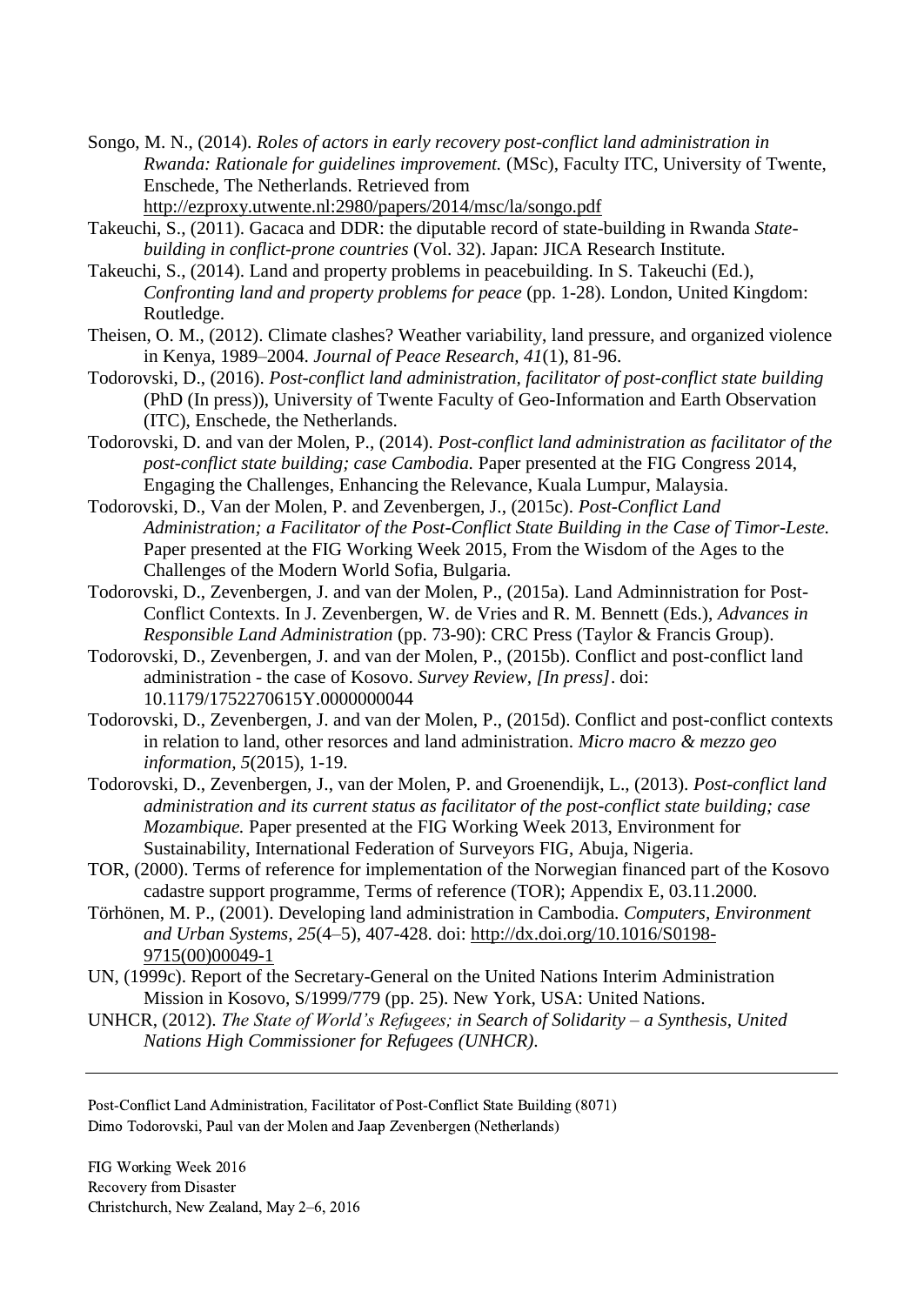Songo, M. N., (2014). *Roles of actors in early recovery post-conflict land administration in Rwanda: Rationale for guidelines improvement.* (MSc), Faculty ITC, University of Twente, Enschede, The Netherlands. Retrieved from http://ezproxy.utwente.nl:2980/papers/2014/msc/la/songo.pdf

Takeuchi, S., (2011). Gacaca and DDR: the diputable record of state-building in Rwanda *State-building in conflict-prone countries* (Vol. 32). Japan: JICA Research Institute.

Takeuchi, S., (2014). Land and property problems in peacebuilding. In S. Takeuchi (Ed.), *Confronting land and property problems for peace* (pp. 1-28). London, United Kingdom: Routledge.

Theisen, O. M., (2012). Climate clashes? Weather variability, land pressure, and organized violence in Kenya, 1989–2004. *Journal of Peace Research, 41*(1), 81-96.

Todorovski, D., (2016). *Post-conflict land administration, facilitator of post-conflict state building* (PhD (In press)), University of Twente Faculty of Geo-Information and Earth Observation (ITC), Enschede, the Netherlands.

Todorovski, D. and van der Molen, P., (2014). *Post-conflict land administration as facilitator of the post-conflict state building; case Cambodia.* Paper presented at the FIG Congress 2014, Engaging the Challenges, Enhancing the Relevance, Kuala Lumpur, Malaysia.

Todorovski, D., Van der Molen, P. and Zevenbergen, J., (2015c). *Post-Conflict Land Administration; a Facilitator of the Post-Conflict State Building in the Case of Timor-Leste.* Paper presented at the FIG Working Week 2015, From the Wisdom of the Ages to the Challenges of the Modern World Sofia, Bulgaria.

Todorovski, D., Zevenbergen, J. and van der Molen, P., (2015a). Land Adminnistration for Post-Conflict Contexts. In J. Zevenbergen, W. de Vries and R. M. Bennett (Eds.), *Advances in Responsible Land Administration* (pp. 73-90): CRC Press (Taylor & Francis Group).

Todorovski, D., Zevenbergen, J. and van der Molen, P., (2015b). Conflict and post-conflict land administration - the case of Kosovo. *Survey Review, [In press]*. doi: 10.1179/1752270615Y.0000000044

Todorovski, D., Zevenbergen, J. and van der Molen, P., (2015d). Conflict and post-conflict contexts in relation to land, other resorces and land administration. *Micro macro & mezzo geo information, 5*(2015), 1-19.

Todorovski, D., Zevenbergen, J., van der Molen, P. and Groenendijk, L., (2013). *Post-conflict land administration and its current status as facilitator of the post-conflict state building; case Mozambique.* Paper presented at the FIG Working Week 2013, Environment for Sustainability, International Federation of Surveyors FIG, Abuja, Nigeria.

TOR, (2000). Terms of reference for implementation of the Norwegian financed part of the Kosovo cadastre support programme, Terms of reference (TOR); Appendix E, 03.11.2000.

Törhönen, M. P., (2001). Developing land administration in Cambodia. *Computers, Environment and Urban Systems, 25*(4–5), 407-428. doi: http://dx.doi.org/10.1016/S0198-9715(00)00049-1

UN, (1999c). Report of the Secretary-General on the United Nations Interim Administration Mission in Kosovo, S/1999/779 (pp. 25). New York, USA: United Nations.

UNHCR, (2012). *The State of World's Refugees; in Search of Solidarity – a Synthesis, United Nations High Commissioner for Refugees (UNHCR).*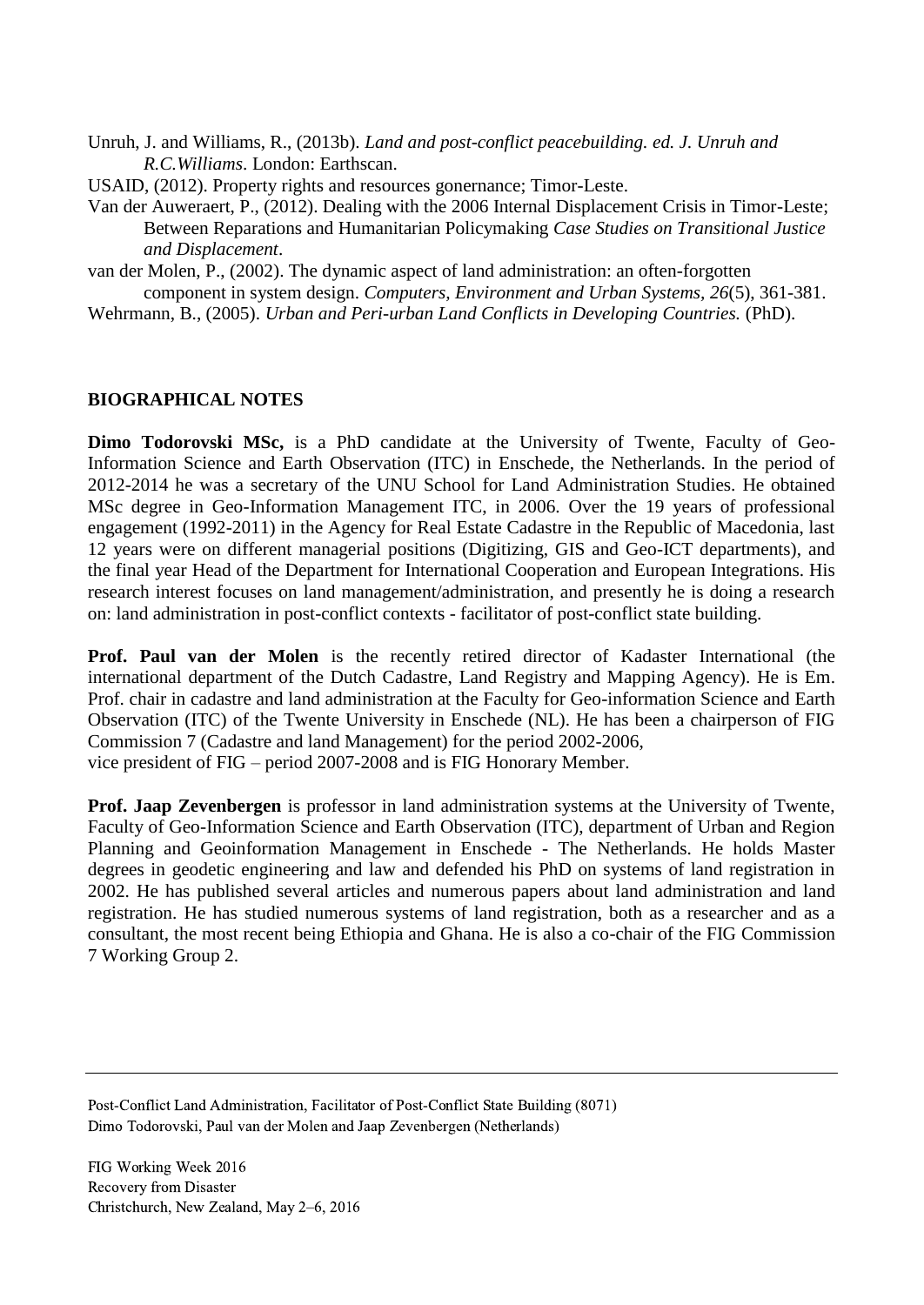Unruh, J. and Williams, R., (2013b). *Land and post-conflict peacebuilding. ed. J. Unruh and R.C.Williams*. London: Earthscan.

USAID, (2012). Property rights and resources gonernance; Timor-Leste.

Van der Auweraert, P., (2012). Dealing with the 2006 Internal Displacement Crisis in Timor-Leste; Between Reparations and Humanitarian Policymaking *Case Studies on Transitional Justice and Displacement*.

van der Molen, P., (2002). The dynamic aspect of land administration: an often-forgotten component in system design. *Computers, Environment and Urban Systems*, *26*(5), 361-381.

Wehrmann, B., (2005). *Urban and Peri-urban Land Conflicts in Developing Countries.* (PhD).

## BIOGRAPHICAL NOTES

**Dimo Todorovski MSc,** is a PhD candidate at the University of Twente, Faculty of Geo-Information Science and Earth Observation (ITC) in Enschede, the Netherlands. In the period of 2012-2014 he was a secretary of the UNU School for Land Administration Studies. He obtained MSc degree in Geo-Information Management ITC, in 2006. Over the 19 years of professional engagement (1992-2011) in the Agency for Real Estate Cadastre in the Republic of Macedonia, last 12 years were on different managerial positions (Digitizing, GIS and Geo-ICT departments), and the final year Head of the Department for International Cooperation and European Integrations. His research interest focuses on land management/administration, and presently he is doing a research on: land administration in post-conflict contexts - facilitator of post-conflict state building.

**Prof. Paul van der Molen** is the recently retired director of Kadaster International (the international department of the Dutch Cadastre, Land Registry and Mapping Agency). He is Em. Prof. chair in cadastre and land administration at the Faculty for Geo-information Science and Earth Observation (ITC) of the Twente University in Enschede (NL). He has been a chairperson of FIG Commission 7 (Cadastre and land Management) for the period 2002-2006, vice president of FIG – period 2007-2008 and is FIG Honorary Member.

**Prof. Jaap Zevenbergen** is professor in land administration systems at the University of Twente, Faculty of Geo-Information Science and Earth Observation (ITC), department of Urban and Region Planning and Geoinformation Management in Enschede - The Netherlands. He holds Master degrees in geodetic engineering and law and defended his PhD on systems of land registration in 2002. He has published several articles and numerous papers about land administration and land registration. He has studied numerous systems of land registration, both as a researcher and as a consultant, the most recent being Ethiopia and Ghana. He is also a co-chair of the FIG Commission 7 Working Group 2.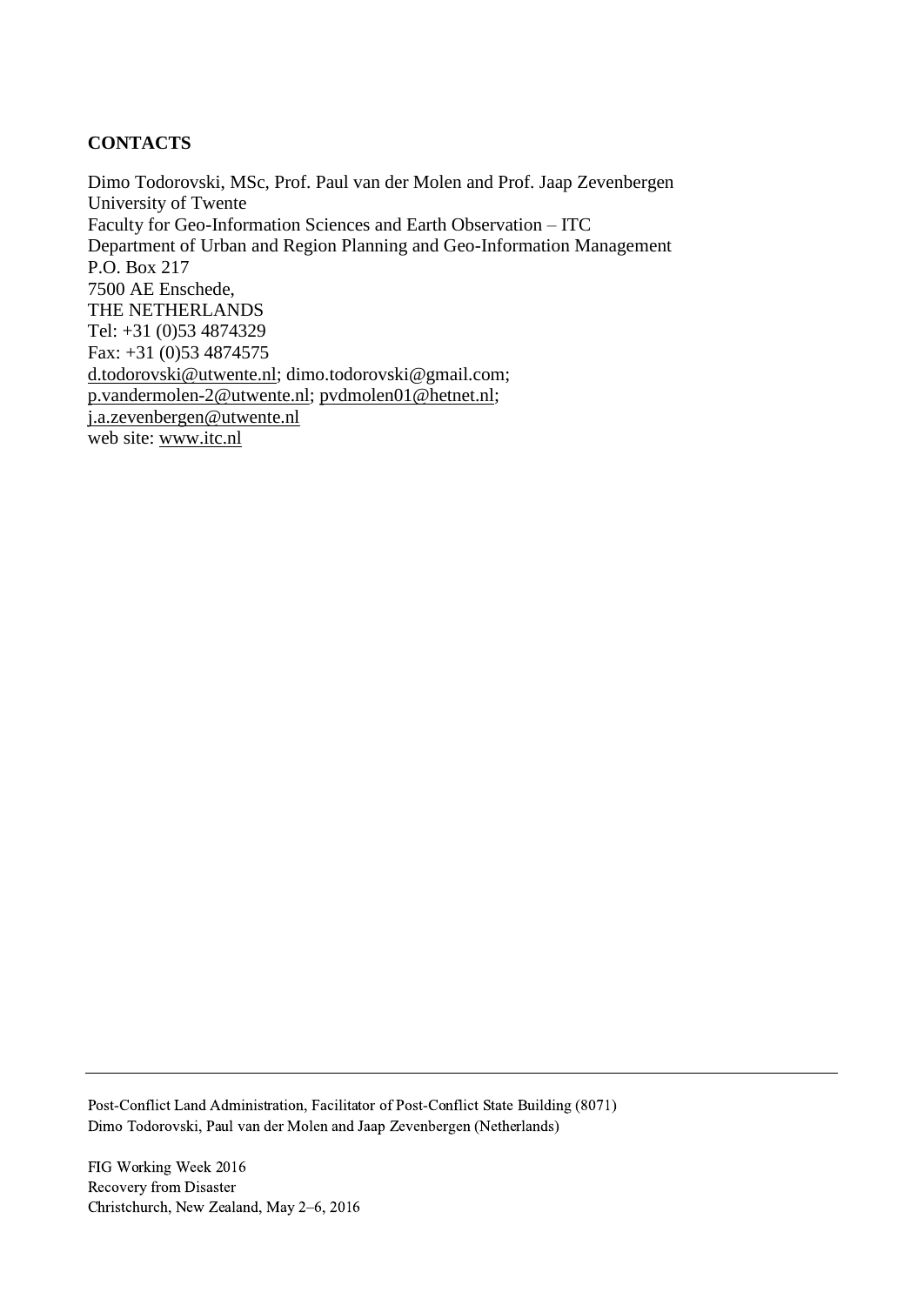## CONTACTS

Dimo Todorovski, MSc, Prof. Paul van der Molen and Prof. Jaap Zevenbergen
University of Twente
Faculty for Geo-Information Sciences and Earth Observation – ITC
Department of Urban and Region Planning and Geo-Information Management
P.O. Box 217
7500 AE Enschede,
THE NETHERLANDS
Tel: +31 (0)53 4874329
Fax: +31 (0)53 4874575
d.todorovski@utwente.nl; dimo.todorovski@gmail.com;
p.vandermolen-2@utwente.nl; pvdmolen01@hetnet.nl;
j.a.zevenbergen@utwente.nl
web site: www.itc.nl